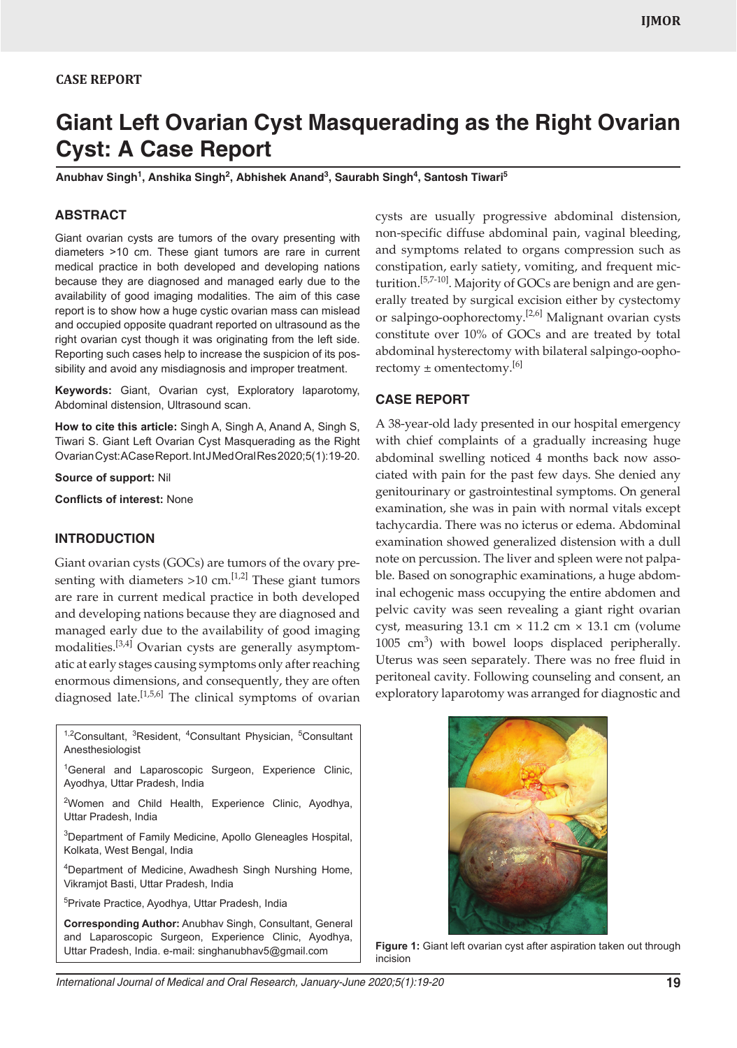CASE REPORT

# Giant Left Ovarian Cyst Masquerading as the Right Ovarian Cyst: A Case Report

**Anubhav Singh[1], Anshika Singh[2], Abhishek Anand[3], Saurabh Singh[4], Santosh Tiwari[5]**

## ABSTRACT

Giant ovarian cysts are tumors of the ovary presenting with diameters >10 cm. These giant tumors are rare in current medical practice in both developed and developing nations because they are diagnosed and managed early due to the availability of good imaging modalities. The aim of this case report is to show how a huge cystic ovarian mass can mislead and occupied opposite quadrant reported on ultrasound as the right ovarian cyst though it was originating from the left side. Reporting such cases help to increase the suspicion of its possibility and avoid any misdiagnosis and improper treatment.

**Keywords:** Giant, Ovarian cyst, Exploratory laparotomy, Abdominal distension, Ultrasound scan.

**How to cite this article:** Singh A, Singh A, Anand A, Singh S, Tiwari S. Giant Left Ovarian Cyst Masquerading as the Right Ovarian Cyst: A Case Report. Int J Med Oral Res 2020;5(1):19-20.

**Source of support:** Nil

**Conflicts of interest:** None

## INTRODUCTION

Giant ovarian cysts (GOCs) are tumors of the ovary presenting with diameters >10 cm.[1,2] These giant tumors are rare in current medical practice in both developed and developing nations because they are diagnosed and managed early due to the availability of good imaging modalities.[3,4] Ovarian cysts are generally asymptomatic at early stages causing symptoms only after reaching enormous dimensions, and consequently, they are often diagnosed late.[1,5,6] The clinical symptoms of ovarian cysts are usually progressive abdominal distension, non-specific diffuse abdominal pain, vaginal bleeding, and symptoms related to organs compression such as constipation, early satiety, vomiting, and frequent micturition.[5,7-10]. Majority of GOCs are benign and are generally treated by surgical excision either by cystectomy or salpingo-oophorectomy.[2,6] Malignant ovarian cysts constitute over 10% of GOCs and are treated by total abdominal hysterectomy with bilateral salpingo-oophorectomy ± omentectomy.[6]

## CASE REPORT

A 38-year-old lady presented in our hospital emergency with chief complaints of a gradually increasing huge abdominal swelling noticed 4 months back now associated with pain for the past few days. She denied any genitourinary or gastrointestinal symptoms. On general examination, she was in pain with normal vitals except tachycardia. There was no icterus or edema. Abdominal examination showed generalized distension with a dull note on percussion. The liver and spleen were not palpable. Based on sonographic examinations, a huge abdominal echogenic mass occupying the entire abdomen and pelvic cavity was seen revealing a giant right ovarian cyst, measuring 13.1 cm × 11.2 cm × 13.1 cm (volume 1005 $cm^3$) with bowel loops displaced peripherally. Uterus was seen separately. There was no free fluid in peritoneal cavity. Following counseling and consent, an exploratory laparotomy was arranged for diagnostic and

Figure 1: Giant left ovarian cyst after aspiration taken out through incision

---

[1,2]Consultant, [3]Resident, [4]Consultant Physician, [5]Consultant Anesthesiologist

[1]General and Laparoscopic Surgeon, Experience Clinic, Ayodhya, Uttar Pradesh, India

[2]Women and Child Health, Experience Clinic, Ayodhya, Uttar Pradesh, India

[3]Department of Family Medicine, Apollo Gleneagles Hospital, Kolkata, West Bengal, India

[4]Department of Medicine, Awadhesh Singh Nursing Home, Vikramjot Basti, Uttar Pradesh, India

[5]Private Practice, Ayodhya, Uttar Pradesh, India

**Corresponding Author:** Anubhav Singh, Consultant, General and Laparoscopic Surgeon, Experience Clinic, Ayodhya, Uttar Pradesh, India. e-mail: singhanubhav5@gmail.com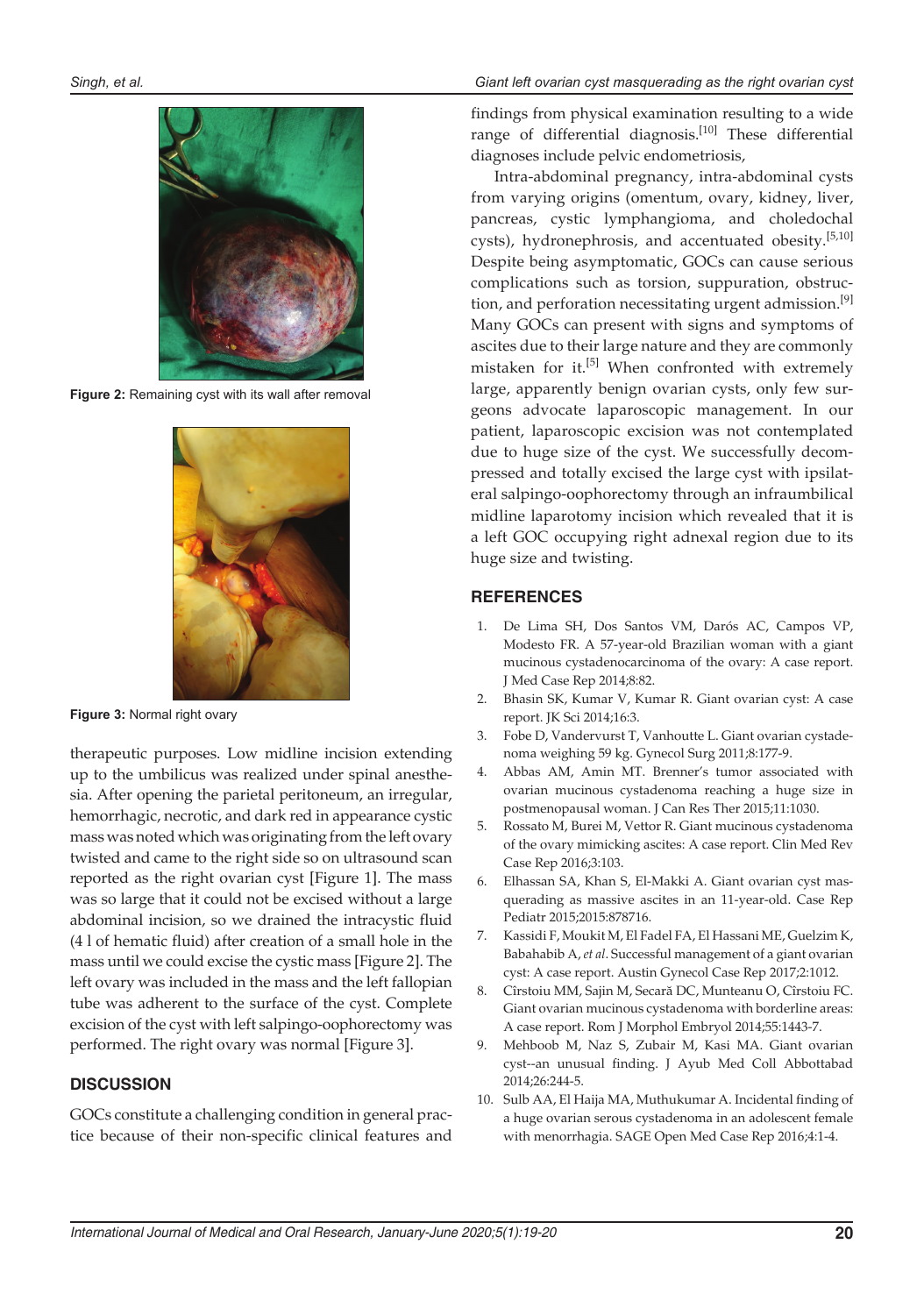Figure 2: Remaining cyst with its wall after removal

Figure 3: Normal right ovary

therapeutic purposes. Low midline incision extending up to the umbilicus was realized under spinal anesthesia. After opening the parietal peritoneum, an irregular, hemorrhagic, necrotic, and dark red in appearance cystic mass was noted which was originating from the left ovary twisted and came to the right side so on ultrasound scan reported as the right ovarian cyst [Figure 1]. The mass was so large that it could not be excised without a large abdominal incision, so we drained the intracystic fluid (4 l of hematic fluid) after creation of a small hole in the mass until we could excise the cystic mass [Figure 2]. The left ovary was included in the mass and the left fallopian tube was adherent to the surface of the cyst. Complete excision of the cyst with left salpingo-oophorectomy was performed. The right ovary was normal [Figure 3].

## DISCUSSION

GOCs constitute a challenging condition in general practice because of their non-specific clinical features and findings from physical examination resulting to a wide range of differential diagnosis.[10] These differential diagnoses include pelvic endometriosis,

Intra-abdominal pregnancy, intra-abdominal cysts from varying origins (omentum, ovary, kidney, liver, pancreas, cystic lymphangioma, and choledochal cysts), hydronephrosis, and accentuated obesity.[5,10] Despite being asymptomatic, GOCs can cause serious complications such as torsion, suppuration, obstruction, and perforation necessitating urgent admission.[9] Many GOCs can present with signs and symptoms of ascites due to their large nature and they are commonly mistaken for it.[5] When confronted with extremely large, apparently benign ovarian cysts, only few surgeons advocate laparoscopic management. In our patient, laparoscopic excision was not contemplated due to huge size of the cyst. We successfully decompressed and totally excised the large cyst with ipsilateral salpingo-oophorectomy through an infraumbilical midline laparotomy incision which revealed that it is a left GOC occupying right adnexal region due to its huge size and twisting.

## REFERENCES

1. De Lima SH, Dos Santos VM, Darós AC, Campos VP, Modesto FR. A 57-year-old Brazilian woman with a giant mucinous cystadenocarcinoma of the ovary: A case report. J Med Case Rep 2014;8:82.
2. Bhasin SK, Kumar V, Kumar R. Giant ovarian cyst: A case report. JK Sci 2014;16:3.
3. Fobe D, Vandervurst T, Vanhoutte L. Giant ovarian cystadenoma weighing 59 kg. Gynecol Surg 2011;8:177-9.
4. Abbas AM, Amin MT. Brenner's tumor associated with ovarian mucinous cystadenoma reaching a huge size in postmenopausal woman. J Can Res Ther 2015;11:1030.
5. Rossato M, Burei M, Vettor R. Giant mucinous cystadenoma of the ovary mimicking ascites: A case report. Clin Med Rev Case Rep 2016;3:103.
6. Elhassan SA, Khan S, El-Makki A. Giant ovarian cyst masquerading as massive ascites in an 11-year-old. Case Rep Pediatr 2015;2015:878716.
7. Kassidi F, Moukit M, El Fadel FA, El Hassani ME, Guelzim K, Babahabib A, *et al*. Successful management of a giant ovarian cyst: A case report. Austin Gynecol Case Rep 2017;2:1012.
8. Cîrstoiu MM, Sajin M, Secară DC, Munteanu O, Cîrstoiu FC. Giant ovarian mucinous cystadenoma with borderline areas: A case report. Rom J Morphol Embryol 2014;55:1443-7.
9. Mehboob M, Naz S, Zubair M, Kasi MA. Giant ovarian cyst--an unusual finding. J Ayub Med Coll Abbottabad 2014;26:244-5.
10. Sulb AA, El Haija MA, Muthukumar A. Incidental finding of a huge ovarian serous cystadenoma in an adolescent female with menorrhagia. SAGE Open Med Case Rep 2016;4:1-4.